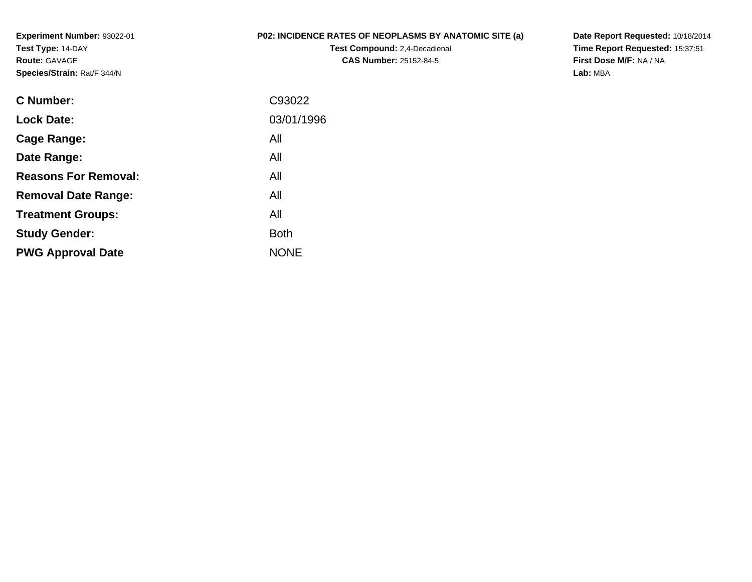**Experiment Number:** 93022-01
**Test Type:** 14-DAY
**Route:** GAVAGE
**Species/Strain:** Rat/F 344/N

**P02: INCIDENCE RATES OF NEOPLASMS BY ANATOMIC SITE (a)**
**Test Compound:** 2,4-Decadienal
**CAS Number:** 25152-84-5

**Date Report Requested:** 10/18/2014
**Time Report Requested:** 15:37:51
**First Dose M/F:** NA / NA
**Lab:** MBA

| | |
|---|---|
| **C Number:** | C93022 |
| **Lock Date:** | 03/01/1996 |
| **Cage Range:** | All |
| **Date Range:** | All |
| **Reasons For Removal:** | All |
| **Removal Date Range:** | All |
| **Treatment Groups:** | All |
| **Study Gender:** | Both |
| **PWG Approval Date** | NONE |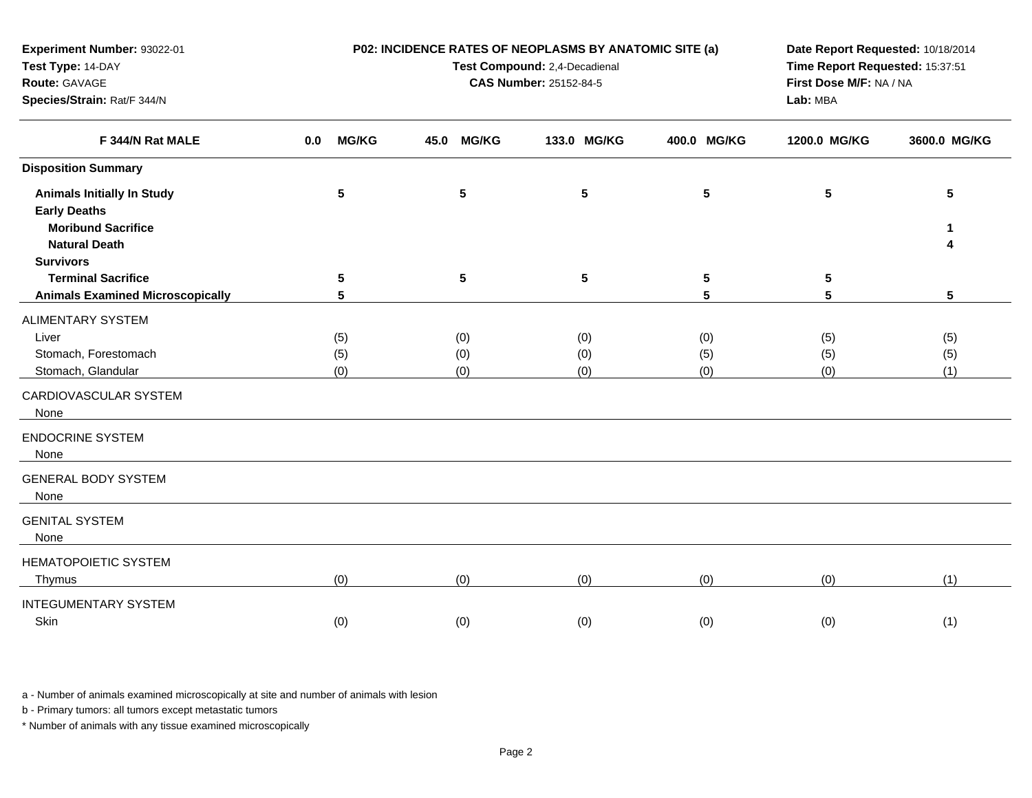**Experiment Number:** 93022-01
**Test Type:** 14-DAY
**Route:** GAVAGE
**Species/Strain:** Rat/F 344/N

**P02: INCIDENCE RATES OF NEOPLASMS BY ANATOMIC SITE (a)**
**Test Compound:** 2,4-Decadienal
**CAS Number:** 25152-84-5

**Date Report Requested:** 10/18/2014
**Time Report Requested:** 15:37:51
**First Dose M/F:** NA / NA
**Lab:** MBA

| F 344/N Rat MALE | 0.0 MG/KG | 45.0 MG/KG | 133.0 MG/KG | 400.0 MG/KG | 1200.0 MG/KG | 3600.0 MG/KG |
|---|---|---|---|---|---|---|
| **Disposition Summary** | | | | | | |
| **Animals Initially In Study** | **5** | **5** | **5** | **5** | **5** | **5** |
| **Early Deaths** | | | | | | |
| **Moribund Sacrifice** | | | | | | **1** |
| **Natural Death** | | | | | | **4** |
| **Survivors** | | | | | | |
| **Terminal Sacrifice** | **5** | **5** | **5** | **5** | **5** | |
| **Animals Examined Microscopically** | **5** | | | **5** | **5** | **5** |
| ALIMENTARY SYSTEM | | | | | | |
| Liver | (5) | (0) | (0) | (0) | (5) | (5) |
| Stomach, Forestomach | (5) | (0) | (0) | (5) | (5) | (5) |
| Stomach, Glandular | (0) | (0) | (0) | (0) | (0) | (1) |
| CARDIOVASCULAR SYSTEM | | | | | | |
| None | | | | | | |
| ENDOCRINE SYSTEM | | | | | | |
| None | | | | | | |
| GENERAL BODY SYSTEM | | | | | | |
| None | | | | | | |
| GENITAL SYSTEM | | | | | | |
| None | | | | | | |
| HEMATOPOIETIC SYSTEM | | | | | | |
| Thymus | (0) | (0) | (0) | (0) | (0) | (1) |
| INTEGUMENTARY SYSTEM | | | | | | |
| Skin | (0) | (0) | (0) | (0) | (0) | (1) |

a - Number of animals examined microscopically at site and number of animals with lesion

b - Primary tumors: all tumors except metastatic tumors

* Number of animals with any tissue examined microscopically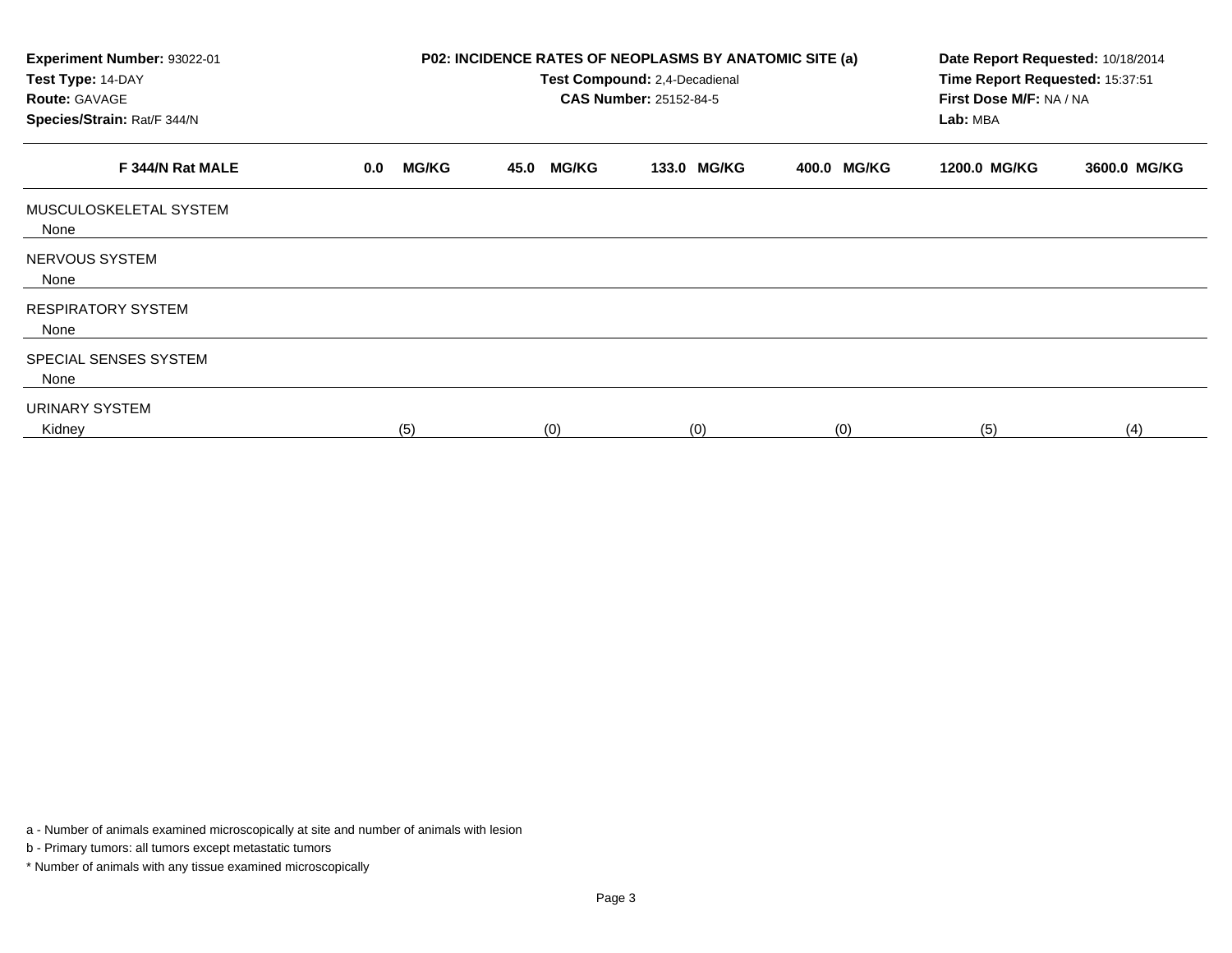**Experiment Number:** 93022-01
**Test Type:** 14-DAY
**Route:** GAVAGE
**Species/Strain:** Rat/F 344/N

**P02: INCIDENCE RATES OF NEOPLASMS BY ANATOMIC SITE (a)**
**Test Compound:** 2,4-Decadienal
**CAS Number:** 25152-84-5

**Date Report Requested:** 10/18/2014
**Time Report Requested:** 15:37:51
**First Dose M/F:** NA / NA
**Lab:** MBA

| F 344/N Rat MALE | 0.0 MG/KG | 45.0 MG/KG | 133.0 MG/KG | 400.0 MG/KG | 1200.0 MG/KG | 3600.0 MG/KG |
|---|---|---|---|---|---|---|
| MUSCULOSKELETAL SYSTEM | | | | | | |
| None | | | | | | |
| NERVOUS SYSTEM | | | | | | |
| None | | | | | | |
| RESPIRATORY SYSTEM | | | | | | |
| None | | | | | | |
| SPECIAL SENSES SYSTEM | | | | | | |
| None | | | | | | |
| URINARY SYSTEM | | | | | | |
| Kidney | (5) | (0) | (0) | (0) | (5) | (4) |

a - Number of animals examined microscopically at site and number of animals with lesion

b - Primary tumors: all tumors except metastatic tumors

\* Number of animals with any tissue examined microscopically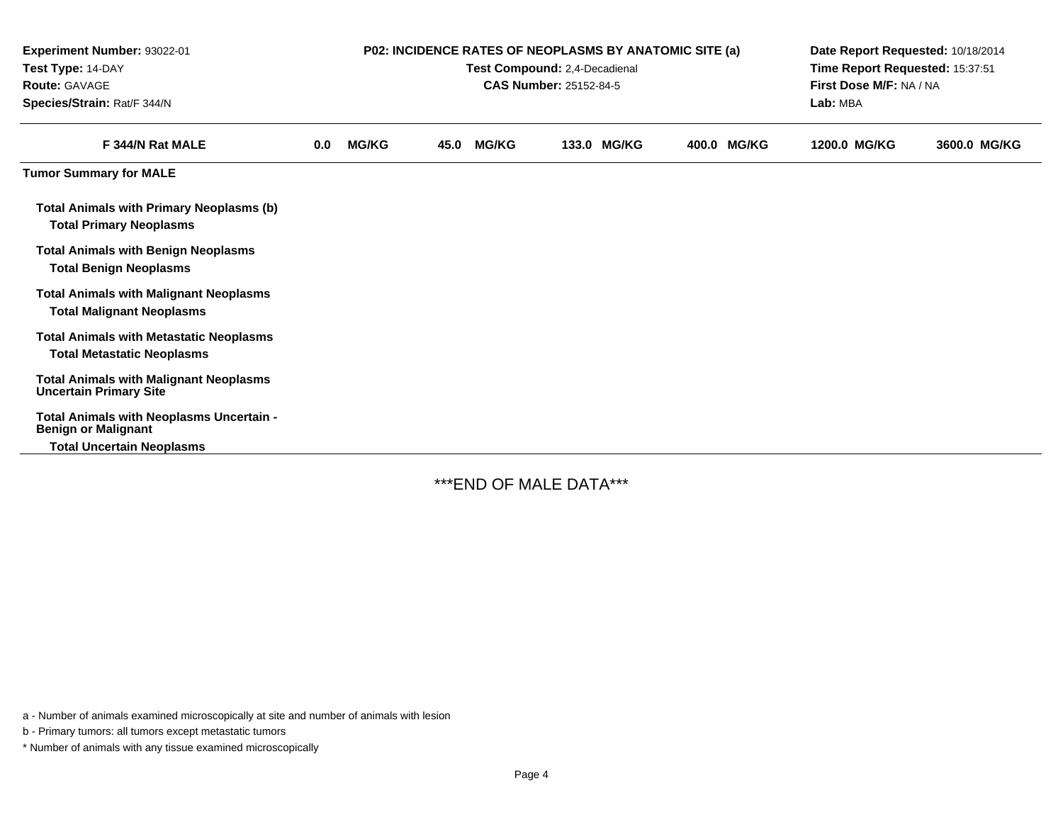**Experiment Number:** 93022-01
**Test Type:** 14-DAY
**Route:** GAVAGE
**Species/Strain:** Rat/F 344/N

**P02: INCIDENCE RATES OF NEOPLASMS BY ANATOMIC SITE (a)**
**Test Compound:** 2,4-Decadienal
**CAS Number:** 25152-84-5

**Date Report Requested:** 10/18/2014
**Time Report Requested:** 15:37:51
**First Dose M/F:** NA / NA
**Lab:** MBA

| F 344/N Rat MALE | 0.0 MG/KG | 45.0 MG/KG | 133.0 MG/KG | 400.0 MG/KG | 1200.0 MG/KG | 3600.0 MG/KG |
|---|---|---|---|---|---|---|
| **Tumor Summary for MALE** | | | | | | |
| **Total Animals with Primary Neoplasms (b)** | | | | | | |
| **Total Primary Neoplasms** | | | | | | |
| **Total Animals with Benign Neoplasms** | | | | | | |
| **Total Benign Neoplasms** | | | | | | |
| **Total Animals with Malignant Neoplasms** | | | | | | |
| **Total Malignant Neoplasms** | | | | | | |
| **Total Animals with Metastatic Neoplasms** | | | | | | |
| **Total Metastatic Neoplasms** | | | | | | |
| **Total Animals with Malignant Neoplasms Uncertain Primary Site** | | | | | | |
| **Total Animals with Neoplasms Uncertain - Benign or Malignant** | | | | | | |
| **Total Uncertain Neoplasms** | | | | | | |

***END OF MALE DATA***

a - Number of animals examined microscopically at site and number of animals with lesion

b - Primary tumors: all tumors except metastatic tumors

* Number of animals with any tissue examined microscopically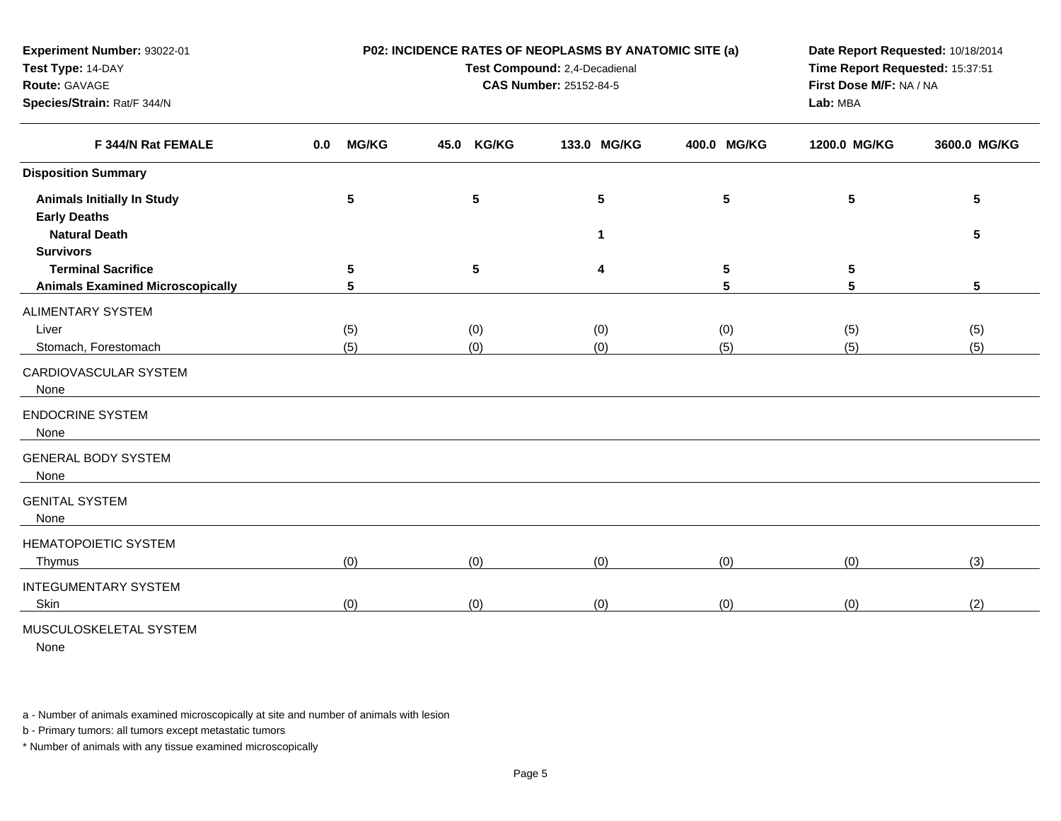**Experiment Number:** 93022-01
**Test Type:** 14-DAY
**Route:** GAVAGE
**Species/Strain:** Rat/F 344/N

**P02: INCIDENCE RATES OF NEOPLASMS BY ANATOMIC SITE (a)**
**Test Compound:** 2,4-Decadienal
**CAS Number:** 25152-84-5

**Date Report Requested:** 10/18/2014
**Time Report Requested:** 15:37:51
**First Dose M/F:** NA / NA
**Lab:** MBA

| F 344/N Rat FEMALE | 0.0 MG/KG | 45.0 KG/KG | 133.0 MG/KG | 400.0 MG/KG | 1200.0 MG/KG | 3600.0 MG/KG |
|---|---|---|---|---|---|---|
| **Disposition Summary** | | | | | | |
| **Animals Initially In Study** | 5 | 5 | 5 | 5 | 5 | 5 |
| **Early Deaths** | | | | | | |
| **Natural Death** | | | 1 | | | 5 |
| **Survivors** | | | | | | |
| **Terminal Sacrifice** | 5 | 5 | 4 | 5 | 5 | |
| **Animals Examined Microscopically** | 5 | | | 5 | 5 | 5 |
| ALIMENTARY SYSTEM | | | | | | |
| Liver | (5) | (0) | (0) | (0) | (5) | (5) |
| Stomach, Forestomach | (5) | (0) | (0) | (5) | (5) | (5) |
| CARDIOVASCULAR SYSTEM | | | | | | |
| None | | | | | | |
| ENDOCRINE SYSTEM | | | | | | |
| None | | | | | | |
| GENERAL BODY SYSTEM | | | | | | |
| None | | | | | | |
| GENITAL SYSTEM | | | | | | |
| None | | | | | | |
| HEMATOPOIETIC SYSTEM | | | | | | |
| Thymus | (0) | (0) | (0) | (0) | (0) | (3) |
| INTEGUMENTARY SYSTEM | | | | | | |
| Skin | (0) | (0) | (0) | (0) | (0) | (2) |
| MUSCULOSKELETAL SYSTEM | | | | | | |
| None | | | | | | |

a - Number of animals examined microscopically at site and number of animals with lesion

b - Primary tumors: all tumors except metastatic tumors

* Number of animals with any tissue examined microscopically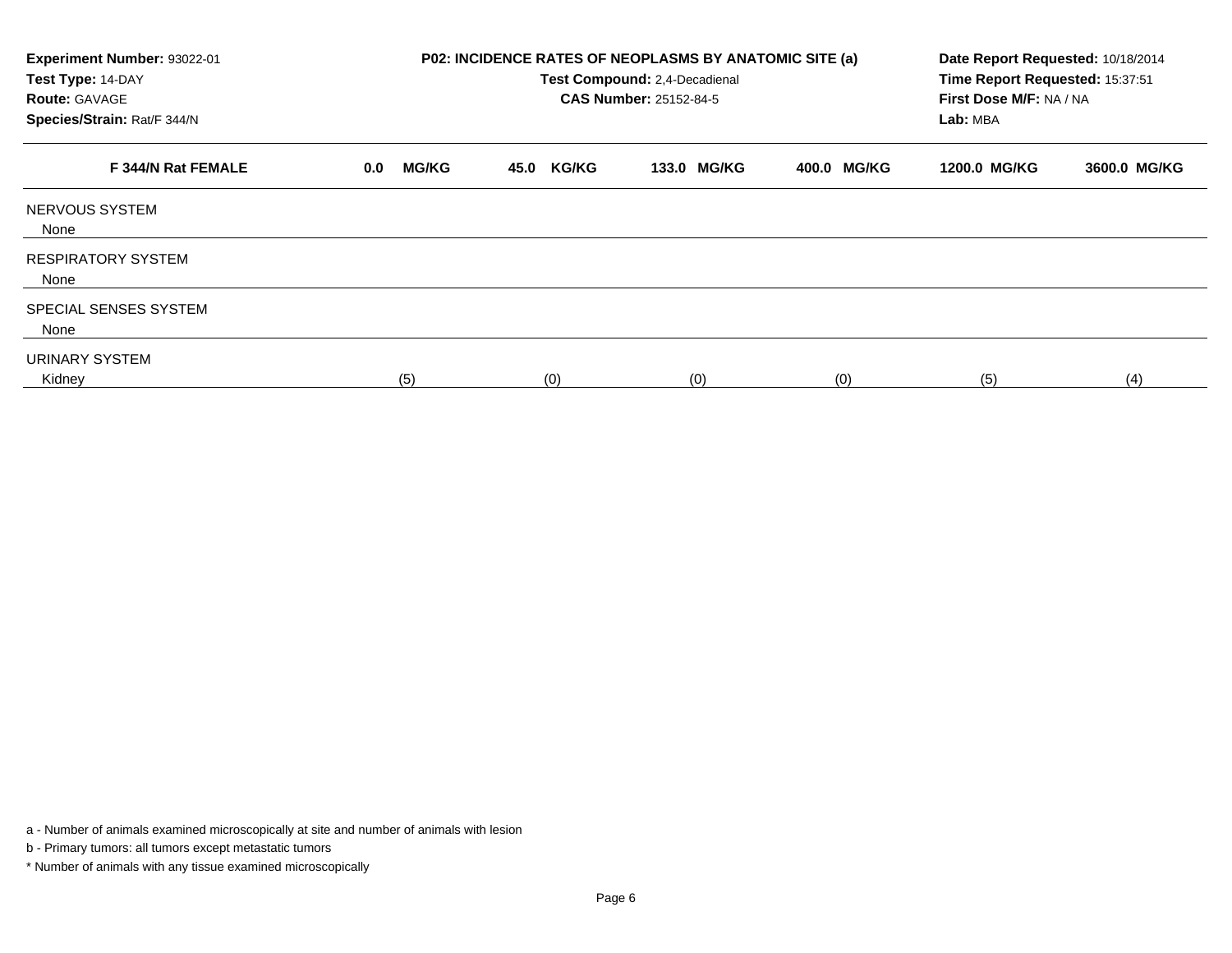**Experiment Number:** 93022-01
**Test Type:** 14-DAY
**Route:** GAVAGE
**Species/Strain:** Rat/F 344/N

**P02: INCIDENCE RATES OF NEOPLASMS BY ANATOMIC SITE (a)**
**Test Compound:** 2,4-Decadienal
**CAS Number:** 25152-84-5

**Date Report Requested:** 10/18/2014
**Time Report Requested:** 15:37:51
**First Dose M/F:** NA / NA
**Lab:** MBA

| F 344/N Rat FEMALE | 0.0 MG/KG | 45.0 KG/KG | 133.0 MG/KG | 400.0 MG/KG | 1200.0 MG/KG | 3600.0 MG/KG |
|---|---|---|---|---|---|---|
| NERVOUS SYSTEM | | | | | | |
| None | | | | | | |
| RESPIRATORY SYSTEM | | | | | | |
| None | | | | | | |
| SPECIAL SENSES SYSTEM | | | | | | |
| None | | | | | | |
| URINARY SYSTEM | | | | | | |
| Kidney | (5) | (0) | (0) | (0) | (5) | (4) |

a - Number of animals examined microscopically at site and number of animals with lesion

b - Primary tumors: all tumors except metastatic tumors

* Number of animals with any tissue examined microscopically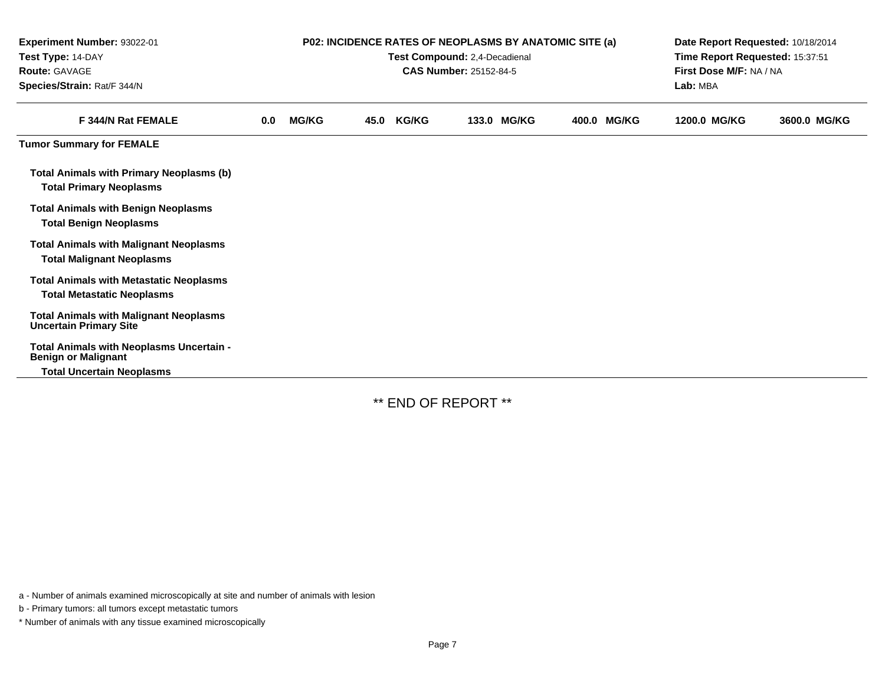**Experiment Number:** 93022-01
**Test Type:** 14-DAY
**Route:** GAVAGE
**Species/Strain:** Rat/F 344/N

**P02: INCIDENCE RATES OF NEOPLASMS BY ANATOMIC SITE (a)**
**Test Compound:** 2,4-Decadienal
**CAS Number:** 25152-84-5

**Date Report Requested:** 10/18/2014
**Time Report Requested:** 15:37:51
**First Dose M/F:** NA / NA
**Lab:** MBA

| F 344/N Rat FEMALE | 0.0 MG/KG | 45.0 KG/KG | 133.0 MG/KG | 400.0 MG/KG | 1200.0 MG/KG | 3600.0 MG/KG |
|---|---|---|---|---|---|---|
| **Tumor Summary for FEMALE** | | | | | | |
| **Total Animals with Primary Neoplasms (b)** | | | | | | |
| **Total Primary Neoplasms** | | | | | | |
| **Total Animals with Benign Neoplasms** | | | | | | |
| **Total Benign Neoplasms** | | | | | | |
| **Total Animals with Malignant Neoplasms** | | | | | | |
| **Total Malignant Neoplasms** | | | | | | |
| **Total Animals with Metastatic Neoplasms** | | | | | | |
| **Total Metastatic Neoplasms** | | | | | | |
| **Total Animals with Malignant Neoplasms Uncertain Primary Site** | | | | | | |
| **Total Animals with Neoplasms Uncertain - Benign or Malignant** | | | | | | |
| **Total Uncertain Neoplasms** | | | | | | |

** END OF REPORT **

a - Number of animals examined microscopically at site and number of animals with lesion

b - Primary tumors: all tumors except metastatic tumors

* Number of animals with any tissue examined microscopically